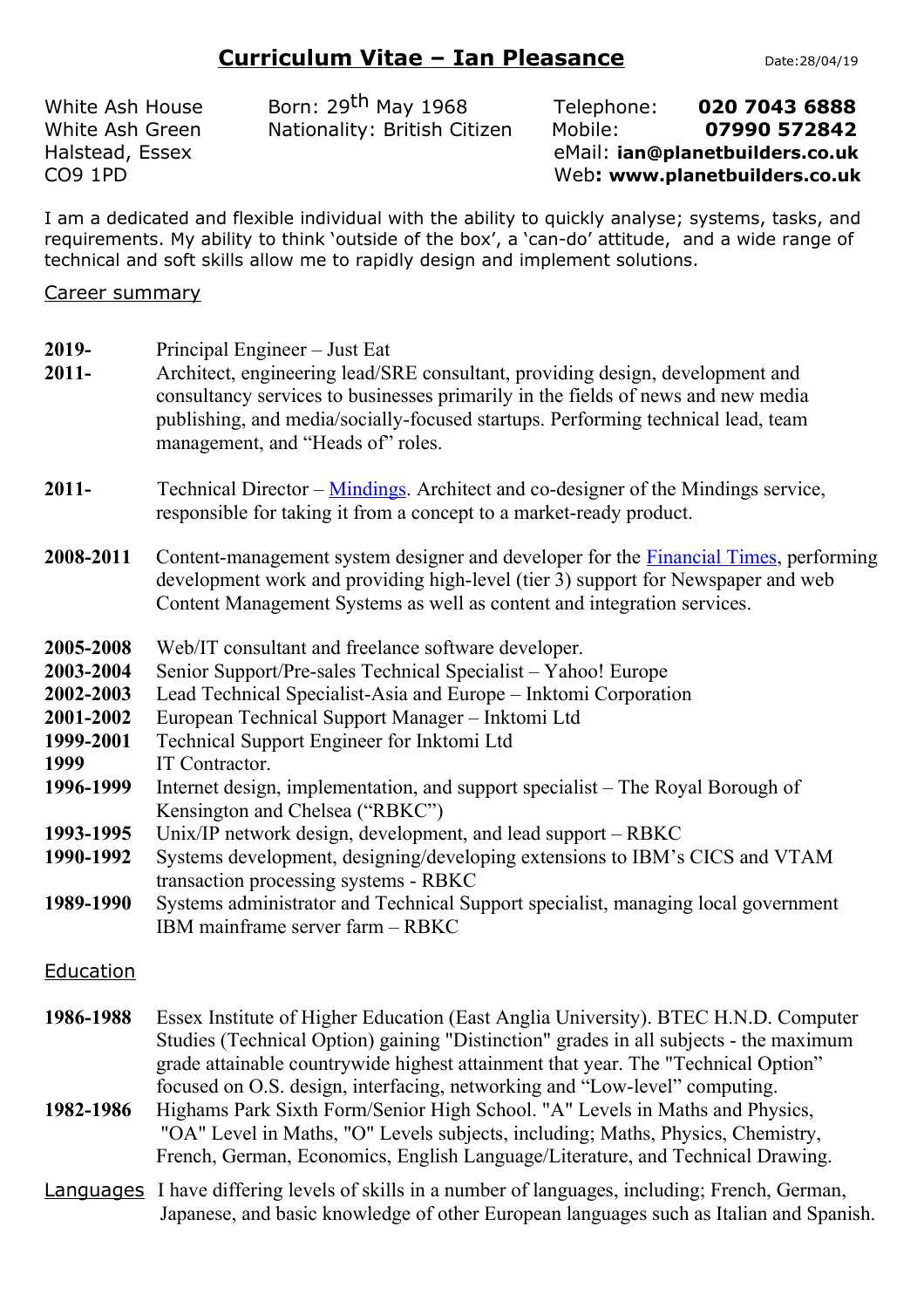# Curriculum Vitae – Ian Pleasance

Date:28/04/19

White Ash House
White Ash Green
Halstead, Essex
CO9 1PD

Born: 29th May 1968
Nationality: British Citizen

Telephone: **020 7043 6888**
Mobile: **07990 572842**
eMail: **ian@planetbuilders.co.uk**
Web**: www.planetbuilders.co.uk**

I am a dedicated and flexible individual with the ability to quickly analyse; systems, tasks, and requirements. My ability to think 'outside of the box', a 'can-do' attitude, and a wide range of technical and soft skills allow me to rapidly design and implement solutions.

## Career summary

**2019-** Principal Engineer – Just Eat

**2011-** Architect, engineering lead/SRE consultant, providing design, development and consultancy services to businesses primarily in the fields of news and new media publishing, and media/socially-focused startups. Performing technical lead, team management, and "Heads of" roles.

**2011-** Technical Director – Mindings. Architect and co-designer of the Mindings service, responsible for taking it from a concept to a market-ready product.

**2008-2011** Content-management system designer and developer for the Financial Times, performing development work and providing high-level (tier 3) support for Newspaper and web Content Management Systems as well as content and integration services.

**2005-2008** Web/IT consultant and freelance software developer.

**2003-2004** Senior Support/Pre-sales Technical Specialist – Yahoo! Europe

**2002-2003** Lead Technical Specialist-Asia and Europe – Inktomi Corporation

**2001-2002** European Technical Support Manager – Inktomi Ltd

**1999-2001** Technical Support Engineer for Inktomi Ltd

**1999** IT Contractor.

**1996-1999** Internet design, implementation, and support specialist – The Royal Borough of Kensington and Chelsea ("RBKC")

**1993-1995** Unix/IP network design, development, and lead support – RBKC

**1990-1992** Systems development, designing/developing extensions to IBM's CICS and VTAM transaction processing systems - RBKC

**1989-1990** Systems administrator and Technical Support specialist, managing local government IBM mainframe server farm – RBKC

## Education

**1986-1988** Essex Institute of Higher Education (East Anglia University). BTEC H.N.D. Computer Studies (Technical Option) gaining "Distinction" grades in all subjects - the maximum grade attainable countrywide highest attainment that year. The "Technical Option" focused on O.S. design, interfacing, networking and "Low-level" computing.

**1982-1986** Highams Park Sixth Form/Senior High School. "A" Levels in Maths and Physics, "OA" Level in Maths, "O" Levels subjects, including; Maths, Physics, Chemistry, French, German, Economics, English Language/Literature, and Technical Drawing.

## Languages

I have differing levels of skills in a number of languages, including; French, German, Japanese, and basic knowledge of other European languages such as Italian and Spanish.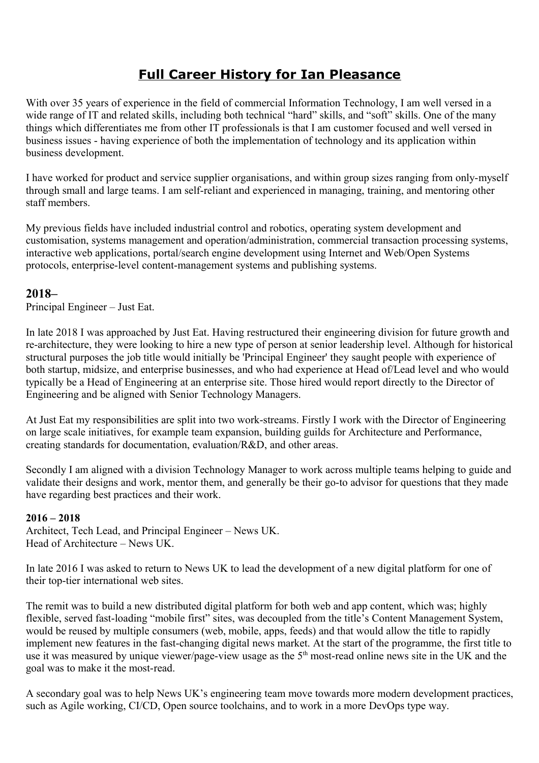# Full Career History for Ian Pleasance

With over 35 years of experience in the field of commercial Information Technology, I am well versed in a wide range of IT and related skills, including both technical "hard" skills, and "soft" skills. One of the many things which differentiates me from other IT professionals is that I am customer focused and well versed in business issues - having experience of both the implementation of technology and its application within business development.

I have worked for product and service supplier organisations, and within group sizes ranging from only-myself through small and large teams. I am self-reliant and experienced in managing, training, and mentoring other staff members.

My previous fields have included industrial control and robotics, operating system development and customisation, systems management and operation/administration, commercial transaction processing systems, interactive web applications, portal/search engine development using Internet and Web/Open Systems protocols, enterprise-level content-management systems and publishing systems.

## 2018–

Principal Engineer – Just Eat.

In late 2018 I was approached by Just Eat. Having restructured their engineering division for future growth and re-architecture, they were looking to hire a new type of person at senior leadership level. Although for historical structural purposes the job title would initially be 'Principal Engineer' they saught people with experience of both startup, midsize, and enterprise businesses, and who had experience at Head of/Lead level and who would typically be a Head of Engineering at an enterprise site. Those hired would report directly to the Director of Engineering and be aligned with Senior Technology Managers.

At Just Eat my responsibilities are split into two work-streams. Firstly I work with the Director of Engineering on large scale initiatives, for example team expansion, building guilds for Architecture and Performance, creating standards for documentation, evaluation/R&D, and other areas.

Secondly I am aligned with a division Technology Manager to work across multiple teams helping to guide and validate their designs and work, mentor them, and generally be their go-to advisor for questions that they made have regarding best practices and their work.

### 2016 – 2018

Architect, Tech Lead, and Principal Engineer – News UK.
Head of Architecture – News UK.

In late 2016 I was asked to return to News UK to lead the development of a new digital platform for one of their top-tier international web sites.

The remit was to build a new distributed digital platform for both web and app content, which was; highly flexible, served fast-loading "mobile first" sites, was decoupled from the title's Content Management System, would be reused by multiple consumers (web, mobile, apps, feeds) and that would allow the title to rapidly implement new features in the fast-changing digital news market. At the start of the programme, the first title to use it was measured by unique viewer/page-view usage as the 5th most-read online news site in the UK and the goal was to make it the most-read.

A secondary goal was to help News UK's engineering team move towards more modern development practices, such as Agile working, CI/CD, Open source toolchains, and to work in a more DevOps type way.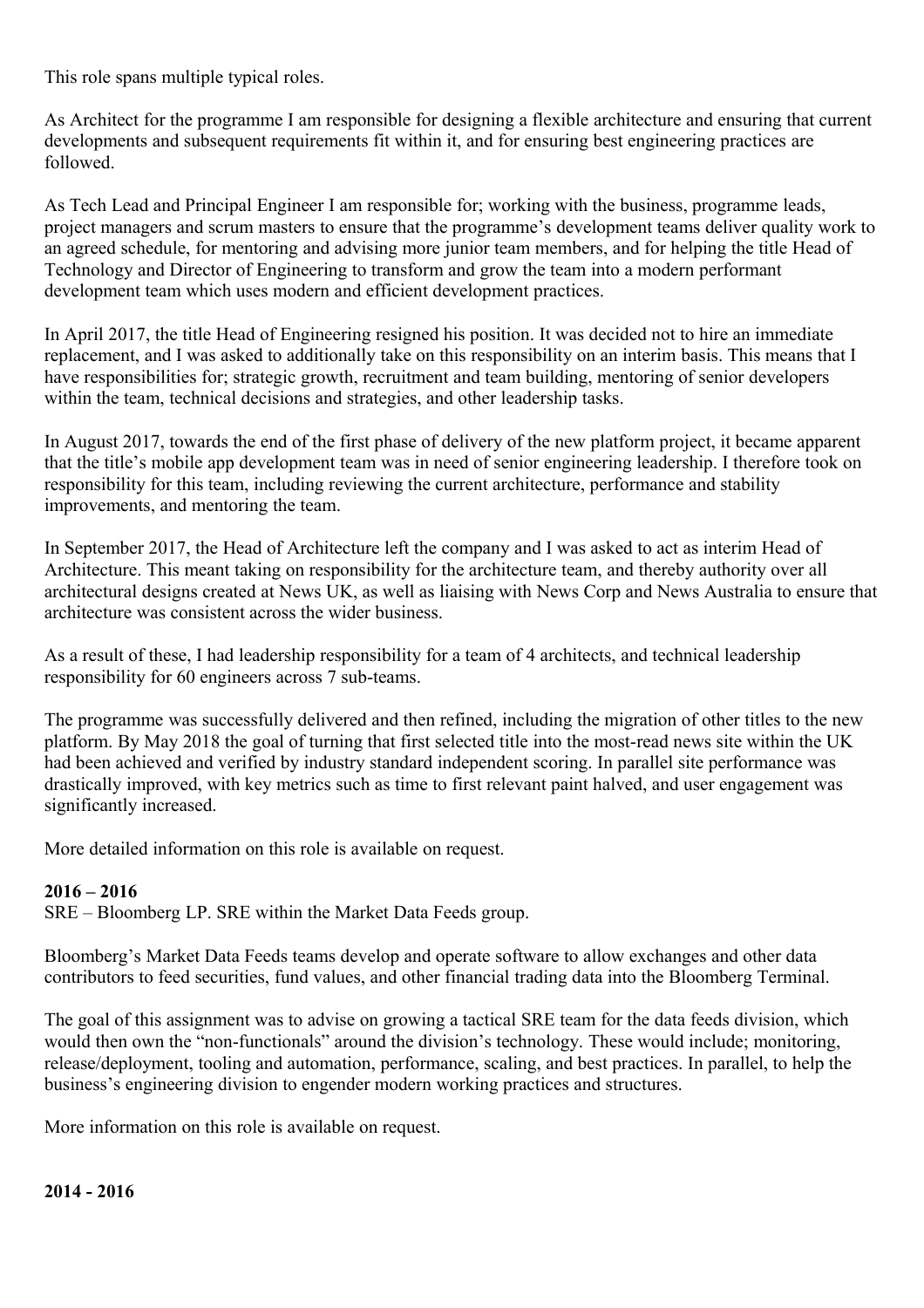This role spans multiple typical roles.

As Architect for the programme I am responsible for designing a flexible architecture and ensuring that current developments and subsequent requirements fit within it, and for ensuring best engineering practices are followed.

As Tech Lead and Principal Engineer I am responsible for; working with the business, programme leads, project managers and scrum masters to ensure that the programme's development teams deliver quality work to an agreed schedule, for mentoring and advising more junior team members, and for helping the title Head of Technology and Director of Engineering to transform and grow the team into a modern performant development team which uses modern and efficient development practices.

In April 2017, the title Head of Engineering resigned his position. It was decided not to hire an immediate replacement, and I was asked to additionally take on this responsibility on an interim basis. This means that I have responsibilities for; strategic growth, recruitment and team building, mentoring of senior developers within the team, technical decisions and strategies, and other leadership tasks.

In August 2017, towards the end of the first phase of delivery of the new platform project, it became apparent that the title's mobile app development team was in need of senior engineering leadership. I therefore took on responsibility for this team, including reviewing the current architecture, performance and stability improvements, and mentoring the team.

In September 2017, the Head of Architecture left the company and I was asked to act as interim Head of Architecture. This meant taking on responsibility for the architecture team, and thereby authority over all architectural designs created at News UK, as well as liaising with News Corp and News Australia to ensure that architecture was consistent across the wider business.

As a result of these, I had leadership responsibility for a team of 4 architects, and technical leadership responsibility for 60 engineers across 7 sub-teams.

The programme was successfully delivered and then refined, including the migration of other titles to the new platform. By May 2018 the goal of turning that first selected title into the most-read news site within the UK had been achieved and verified by industry standard independent scoring. In parallel site performance was drastically improved, with key metrics such as time to first relevant paint halved, and user engagement was significantly increased.

More detailed information on this role is available on request.

**2016 – 2016**
SRE – Bloomberg LP. SRE within the Market Data Feeds group.

Bloomberg's Market Data Feeds teams develop and operate software to allow exchanges and other data contributors to feed securities, fund values, and other financial trading data into the Bloomberg Terminal.

The goal of this assignment was to advise on growing a tactical SRE team for the data feeds division, which would then own the "non-functionals" around the division's technology. These would include; monitoring, release/deployment, tooling and automation, performance, scaling, and best practices. In parallel, to help the business's engineering division to engender modern working practices and structures.

More information on this role is available on request.

**2014 - 2016**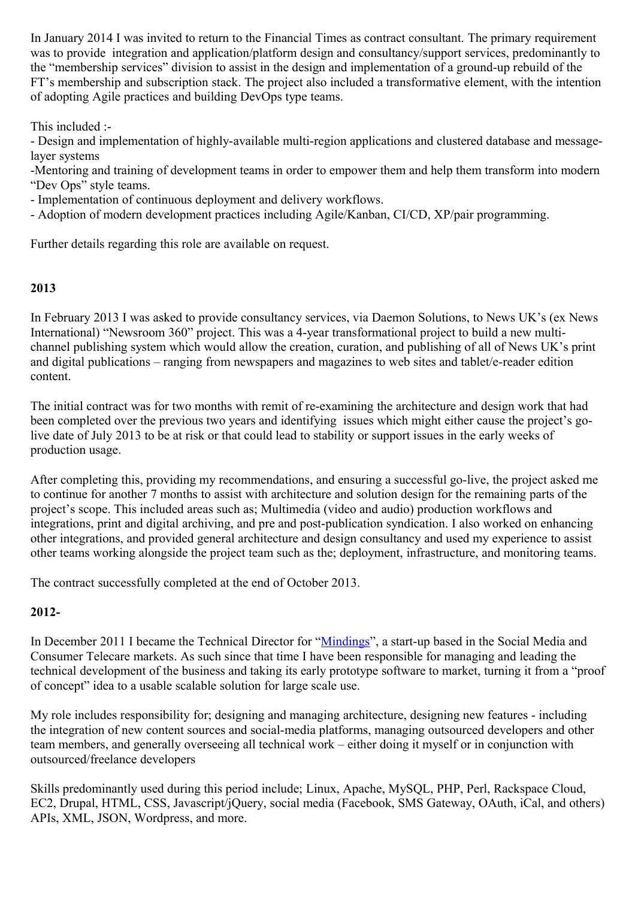In January 2014 I was invited to return to the Financial Times as contract consultant. The primary requirement was to provide integration and application/platform design and consultancy/support services, predominantly to the "membership services" division to assist in the design and implementation of a ground-up rebuild of the FT's membership and subscription stack. The project also included a transformative element, with the intention of adopting Agile practices and building DevOps type teams.

This included :-

- Design and implementation of highly-available multi-region applications and clustered database and message-layer systems
- Mentoring and training of development teams in order to empower them and help them transform into modern "Dev Ops" style teams.
- Implementation of continuous deployment and delivery workflows.
- Adoption of modern development practices including Agile/Kanban, CI/CD, XP/pair programming.

Further details regarding this role are available on request.

**2013**

In February 2013 I was asked to provide consultancy services, via Daemon Solutions, to News UK's (ex News International) "Newsroom 360" project. This was a 4-year transformational project to build a new multi-channel publishing system which would allow the creation, curation, and publishing of all of News UK's print and digital publications – ranging from newspapers and magazines to web sites and tablet/e-reader edition content.

The initial contract was for two months with remit of re-examining the architecture and design work that had been completed over the previous two years and identifying issues which might either cause the project's go-live date of July 2013 to be at risk or that could lead to stability or support issues in the early weeks of production usage.

After completing this, providing my recommendations, and ensuring a successful go-live, the project asked me to continue for another 7 months to assist with architecture and solution design for the remaining parts of the project's scope. This included areas such as; Multimedia (video and audio) production workflows and integrations, print and digital archiving, and pre and post-publication syndication. I also worked on enhancing other integrations, and provided general architecture and design consultancy and used my experience to assist other teams working alongside the project team such as the; deployment, infrastructure, and monitoring teams.

The contract successfully completed at the end of October 2013.

**2012-**

In December 2011 I became the Technical Director for "Mindings", a start-up based in the Social Media and Consumer Telecare markets. As such since that time I have been responsible for managing and leading the technical development of the business and taking its early prototype software to market, turning it from a "proof of concept" idea to a usable scalable solution for large scale use.

My role includes responsibility for; designing and managing architecture, designing new features - including the integration of new content sources and social-media platforms, managing outsourced developers and other team members, and generally overseeing all technical work – either doing it myself or in conjunction with outsourced/freelance developers

Skills predominantly used during this period include; Linux, Apache, MySQL, PHP, Perl, Rackspace Cloud, EC2, Drupal, HTML, CSS, Javascript/jQuery, social media (Facebook, SMS Gateway, OAuth, iCal, and others) APIs, XML, JSON, Wordpress, and more.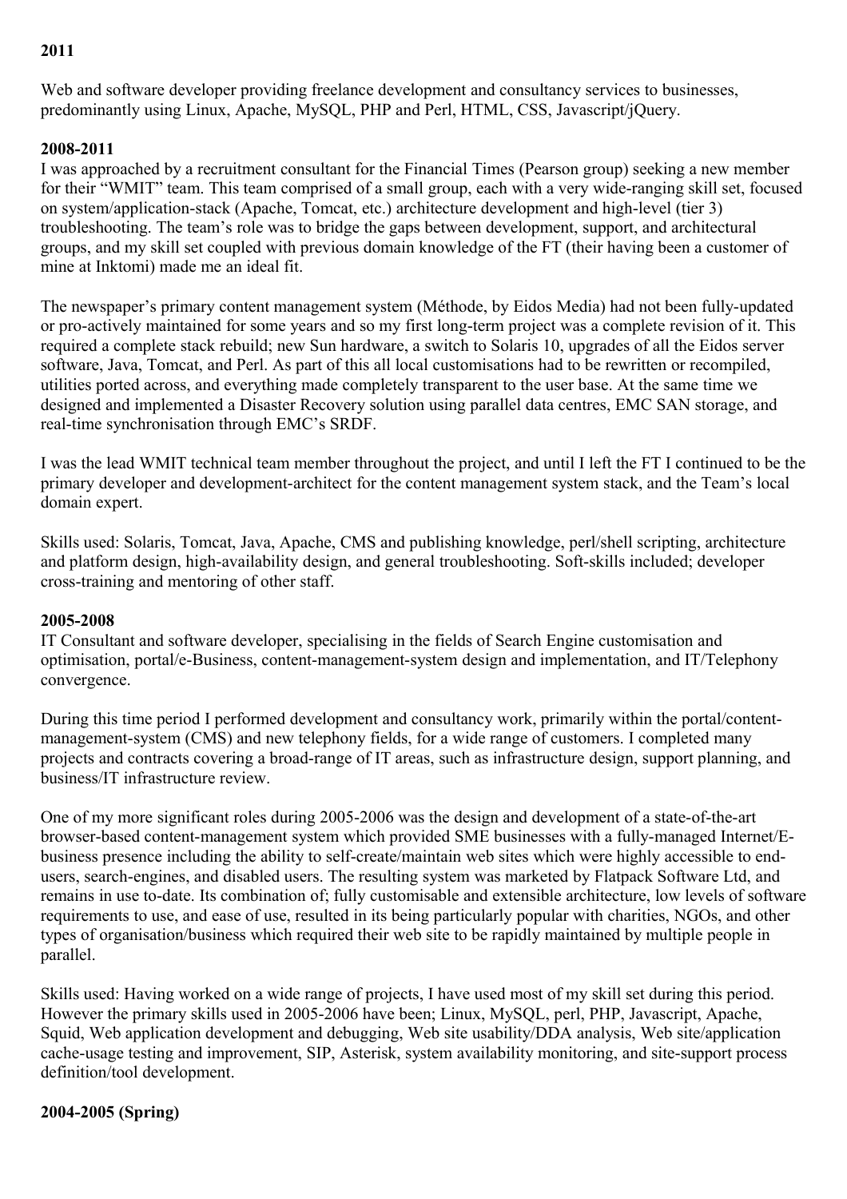**2011**

Web and software developer providing freelance development and consultancy services to businesses, predominantly using Linux, Apache, MySQL, PHP and Perl, HTML, CSS, Javascript/jQuery.

**2008-2011**

I was approached by a recruitment consultant for the Financial Times (Pearson group) seeking a new member for their "WMIT" team. This team comprised of a small group, each with a very wide-ranging skill set, focused on system/application-stack (Apache, Tomcat, etc.) architecture development and high-level (tier 3) troubleshooting. The team's role was to bridge the gaps between development, support, and architectural groups, and my skill set coupled with previous domain knowledge of the FT (their having been a customer of mine at Inktomi) made me an ideal fit.

The newspaper's primary content management system (Méthode, by Eidos Media) had not been fully-updated or pro-actively maintained for some years and so my first long-term project was a complete revision of it. This required a complete stack rebuild; new Sun hardware, a switch to Solaris 10, upgrades of all the Eidos server software, Java, Tomcat, and Perl. As part of this all local customisations had to be rewritten or recompiled, utilities ported across, and everything made completely transparent to the user base. At the same time we designed and implemented a Disaster Recovery solution using parallel data centres, EMC SAN storage, and real-time synchronisation through EMC's SRDF.

I was the lead WMIT technical team member throughout the project, and until I left the FT I continued to be the primary developer and development-architect for the content management system stack, and the Team's local domain expert.

Skills used: Solaris, Tomcat, Java, Apache, CMS and publishing knowledge, perl/shell scripting, architecture and platform design, high-availability design, and general troubleshooting. Soft-skills included; developer cross-training and mentoring of other staff.

**2005-2008**

IT Consultant and software developer, specialising in the fields of Search Engine customisation and optimisation, portal/e-Business, content-management-system design and implementation, and IT/Telephony convergence.

During this time period I performed development and consultancy work, primarily within the portal/content-management-system (CMS) and new telephony fields, for a wide range of customers. I completed many projects and contracts covering a broad-range of IT areas, such as infrastructure design, support planning, and business/IT infrastructure review.

One of my more significant roles during 2005-2006 was the design and development of a state-of-the-art browser-based content-management system which provided SME businesses with a fully-managed Internet/E-business presence including the ability to self-create/maintain web sites which were highly accessible to end-users, search-engines, and disabled users. The resulting system was marketed by Flatpack Software Ltd, and remains in use to-date. Its combination of; fully customisable and extensible architecture, low levels of software requirements to use, and ease of use, resulted in its being particularly popular with charities, NGOs, and other types of organisation/business which required their web site to be rapidly maintained by multiple people in parallel.

Skills used: Having worked on a wide range of projects, I have used most of my skill set during this period. However the primary skills used in 2005-2006 have been; Linux, MySQL, perl, PHP, Javascript, Apache, Squid, Web application development and debugging, Web site usability/DDA analysis, Web site/application cache-usage testing and improvement, SIP, Asterisk, system availability monitoring, and site-support process definition/tool development.

**2004-2005 (Spring)**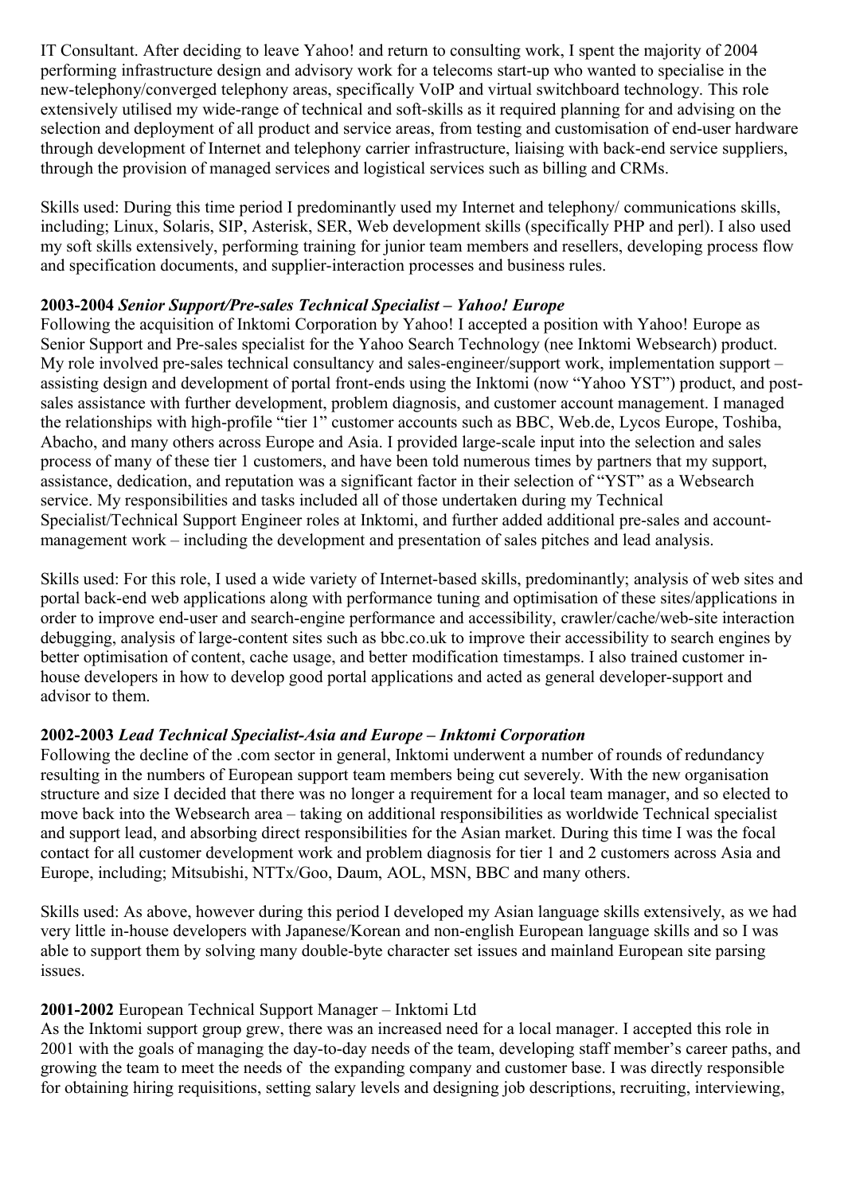IT Consultant. After deciding to leave Yahoo! and return to consulting work, I spent the majority of 2004 performing infrastructure design and advisory work for a telecoms start-up who wanted to specialise in the new-telephony/converged telephony areas, specifically VoIP and virtual switchboard technology. This role extensively utilised my wide-range of technical and soft-skills as it required planning for and advising on the selection and deployment of all product and service areas, from testing and customisation of end-user hardware through development of Internet and telephony carrier infrastructure, liaising with back-end service suppliers, through the provision of managed services and logistical services such as billing and CRMs.

Skills used: During this time period I predominantly used my Internet and telephony/ communications skills, including; Linux, Solaris, SIP, Asterisk, SER, Web development skills (specifically PHP and perl). I also used my soft skills extensively, performing training for junior team members and resellers, developing process flow and specification documents, and supplier-interaction processes and business rules.

**2003-2004** ***Senior Support/Pre-sales Technical Specialist – Yahoo! Europe***
Following the acquisition of Inktomi Corporation by Yahoo! I accepted a position with Yahoo! Europe as Senior Support and Pre-sales specialist for the Yahoo Search Technology (nee Inktomi Websearch) product. My role involved pre-sales technical consultancy and sales-engineer/support work, implementation support – assisting design and development of portal front-ends using the Inktomi (now "Yahoo YST") product, and post-sales assistance with further development, problem diagnosis, and customer account management. I managed the relationships with high-profile "tier 1" customer accounts such as BBC, Web.de, Lycos Europe, Toshiba, Abacho, and many others across Europe and Asia. I provided large-scale input into the selection and sales process of many of these tier 1 customers, and have been told numerous times by partners that my support, assistance, dedication, and reputation was a significant factor in their selection of "YST" as a Websearch service. My responsibilities and tasks included all of those undertaken during my Technical Specialist/Technical Support Engineer roles at Inktomi, and further added additional pre-sales and account-management work – including the development and presentation of sales pitches and lead analysis.

Skills used: For this role, I used a wide variety of Internet-based skills, predominantly; analysis of web sites and portal back-end web applications along with performance tuning and optimisation of these sites/applications in order to improve end-user and search-engine performance and accessibility, crawler/cache/web-site interaction debugging, analysis of large-content sites such as bbc.co.uk to improve their accessibility to search engines by better optimisation of content, cache usage, and better modification timestamps. I also trained customer in-house developers in how to develop good portal applications and acted as general developer-support and advisor to them.

**2002-2003** ***Lead Technical Specialist-Asia and Europe – Inktomi Corporation***
Following the decline of the .com sector in general, Inktomi underwent a number of rounds of redundancy resulting in the numbers of European support team members being cut severely. With the new organisation structure and size I decided that there was no longer a requirement for a local team manager, and so elected to move back into the Websearch area – taking on additional responsibilities as worldwide Technical specialist and support lead, and absorbing direct responsibilities for the Asian market. During this time I was the focal contact for all customer development work and problem diagnosis for tier 1 and 2 customers across Asia and Europe, including; Mitsubishi, NTTx/Goo, Daum, AOL, MSN, BBC and many others.

Skills used: As above, however during this period I developed my Asian language skills extensively, as we had very little in-house developers with Japanese/Korean and non-english European language skills and so I was able to support them by solving many double-byte character set issues and mainland European site parsing issues.

**2001-2002** European Technical Support Manager – Inktomi Ltd
As the Inktomi support group grew, there was an increased need for a local manager. I accepted this role in 2001 with the goals of managing the day-to-day needs of the team, developing staff member's career paths, and growing the team to meet the needs of the expanding company and customer base. I was directly responsible for obtaining hiring requisitions, setting salary levels and designing job descriptions, recruiting, interviewing,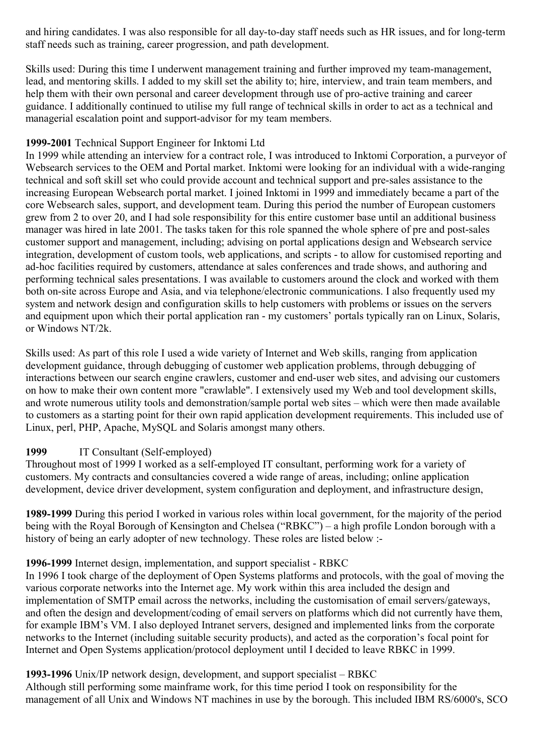and hiring candidates. I was also responsible for all day-to-day staff needs such as HR issues, and for long-term staff needs such as training, career progression, and path development.

Skills used: During this time I underwent management training and further improved my team-management, lead, and mentoring skills. I added to my skill set the ability to; hire, interview, and train team members, and help them with their own personal and career development through use of pro-active training and career guidance. I additionally continued to utilise my full range of technical skills in order to act as a technical and managerial escalation point and support-advisor for my team members.

**1999-2001** Technical Support Engineer for Inktomi Ltd
In 1999 while attending an interview for a contract role, I was introduced to Inktomi Corporation, a purveyor of Websearch services to the OEM and Portal market. Inktomi were looking for an individual with a wide-ranging technical and soft skill set who could provide account and technical support and pre-sales assistance to the increasing European Websearch portal market. I joined Inktomi in 1999 and immediately became a part of the core Websearch sales, support, and development team. During this period the number of European customers grew from 2 to over 20, and I had sole responsibility for this entire customer base until an additional business manager was hired in late 2001. The tasks taken for this role spanned the whole sphere of pre and post-sales customer support and management, including; advising on portal applications design and Websearch service integration, development of custom tools, web applications, and scripts - to allow for customised reporting and ad-hoc facilities required by customers, attendance at sales conferences and trade shows, and authoring and performing technical sales presentations. I was available to customers around the clock and worked with them both on-site across Europe and Asia, and via telephone/electronic communications. I also frequently used my system and network design and configuration skills to help customers with problems or issues on the servers and equipment upon which their portal application ran - my customers' portals typically ran on Linux, Solaris, or Windows NT/2k.

Skills used: As part of this role I used a wide variety of Internet and Web skills, ranging from application development guidance, through debugging of customer web application problems, through debugging of interactions between our search engine crawlers, customer and end-user web sites, and advising our customers on how to make their own content more "crawlable". I extensively used my Web and tool development skills, and wrote numerous utility tools and demonstration/sample portal web sites – which were then made available to customers as a starting point for their own rapid application development requirements. This included use of Linux, perl, PHP, Apache, MySQL and Solaris amongst many others.

**1999** IT Consultant (Self-employed)
Throughout most of 1999 I worked as a self-employed IT consultant, performing work for a variety of customers. My contracts and consultancies covered a wide range of areas, including; online application development, device driver development, system configuration and deployment, and infrastructure design,

**1989-1999** During this period I worked in various roles within local government, for the majority of the period being with the Royal Borough of Kensington and Chelsea ("RBKC") – a high profile London borough with a history of being an early adopter of new technology. These roles are listed below :-

**1996-1999** Internet design, implementation, and support specialist - RBKC
In 1996 I took charge of the deployment of Open Systems platforms and protocols, with the goal of moving the various corporate networks into the Internet age. My work within this area included the design and implementation of SMTP email across the networks, including the customisation of email servers/gateways, and often the design and development/coding of email servers on platforms which did not currently have them, for example IBM's VM. I also deployed Intranet servers, designed and implemented links from the corporate networks to the Internet (including suitable security products), and acted as the corporation's focal point for Internet and Open Systems application/protocol deployment until I decided to leave RBKC in 1999.

**1993-1996** Unix/IP network design, development, and support specialist – RBKC
Although still performing some mainframe work, for this time period I took on responsibility for the management of all Unix and Windows NT machines in use by the borough. This included IBM RS/6000's, SCO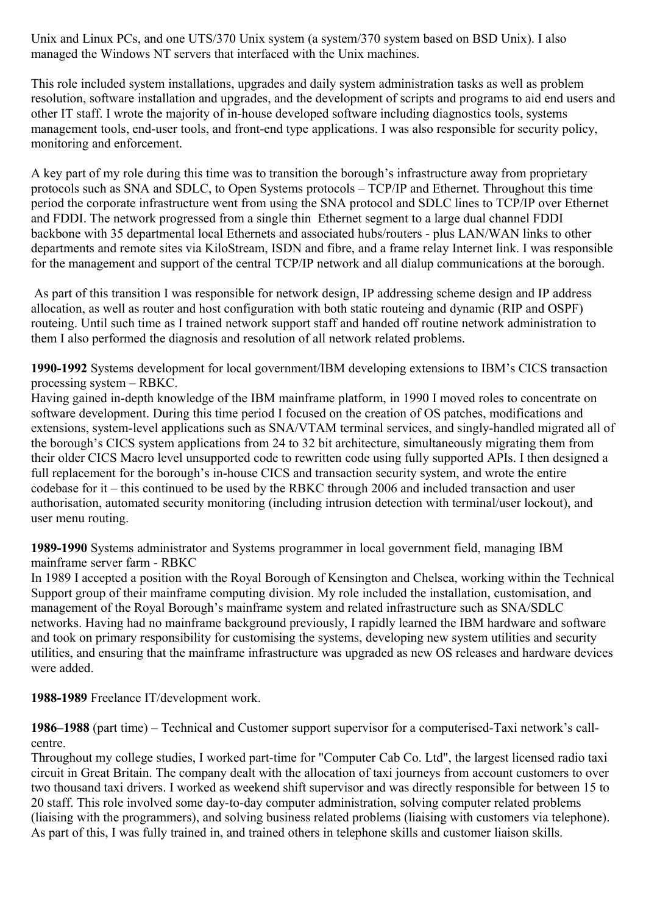Unix and Linux PCs, and one UTS/370 Unix system (a system/370 system based on BSD Unix). I also managed the Windows NT servers that interfaced with the Unix machines.

This role included system installations, upgrades and daily system administration tasks as well as problem resolution, software installation and upgrades, and the development of scripts and programs to aid end users and other IT staff. I wrote the majority of in-house developed software including diagnostics tools, systems management tools, end-user tools, and front-end type applications. I was also responsible for security policy, monitoring and enforcement.

A key part of my role during this time was to transition the borough's infrastructure away from proprietary protocols such as SNA and SDLC, to Open Systems protocols – TCP/IP and Ethernet. Throughout this time period the corporate infrastructure went from using the SNA protocol and SDLC lines to TCP/IP over Ethernet and FDDI. The network progressed from a single thin Ethernet segment to a large dual channel FDDI backbone with 35 departmental local Ethernets and associated hubs/routers - plus LAN/WAN links to other departments and remote sites via KiloStream, ISDN and fibre, and a frame relay Internet link. I was responsible for the management and support of the central TCP/IP network and all dialup communications at the borough.

As part of this transition I was responsible for network design, IP addressing scheme design and IP address allocation, as well as router and host configuration with both static routeing and dynamic (RIP and OSPF) routeing. Until such time as I trained network support staff and handed off routine network administration to them I also performed the diagnosis and resolution of all network related problems.

**1990-1992** Systems development for local government/IBM developing extensions to IBM's CICS transaction processing system – RBKC.
Having gained in-depth knowledge of the IBM mainframe platform, in 1990 I moved roles to concentrate on software development. During this time period I focused on the creation of OS patches, modifications and extensions, system-level applications such as SNA/VTAM terminal services, and singly-handled migrated all of the borough's CICS system applications from 24 to 32 bit architecture, simultaneously migrating them from their older CICS Macro level unsupported code to rewritten code using fully supported APIs. I then designed a full replacement for the borough's in-house CICS and transaction security system, and wrote the entire codebase for it – this continued to be used by the RBKC through 2006 and included transaction and user authorisation, automated security monitoring (including intrusion detection with terminal/user lockout), and user menu routing.

**1989-1990** Systems administrator and Systems programmer in local government field, managing IBM mainframe server farm - RBKC
In 1989 I accepted a position with the Royal Borough of Kensington and Chelsea, working within the Technical Support group of their mainframe computing division. My role included the installation, customisation, and management of the Royal Borough's mainframe system and related infrastructure such as SNA/SDLC networks. Having had no mainframe background previously, I rapidly learned the IBM hardware and software and took on primary responsibility for customising the systems, developing new system utilities and security utilities, and ensuring that the mainframe infrastructure was upgraded as new OS releases and hardware devices were added.

**1988-1989** Freelance IT/development work.

**1986–1988** (part time) – Technical and Customer support supervisor for a computerised-Taxi network's call-centre.
Throughout my college studies, I worked part-time for "Computer Cab Co. Ltd", the largest licensed radio taxi circuit in Great Britain. The company dealt with the allocation of taxi journeys from account customers to over two thousand taxi drivers. I worked as weekend shift supervisor and was directly responsible for between 15 to 20 staff. This role involved some day-to-day computer administration, solving computer related problems (liaising with the programmers), and solving business related problems (liaising with customers via telephone). As part of this, I was fully trained in, and trained others in telephone skills and customer liaison skills.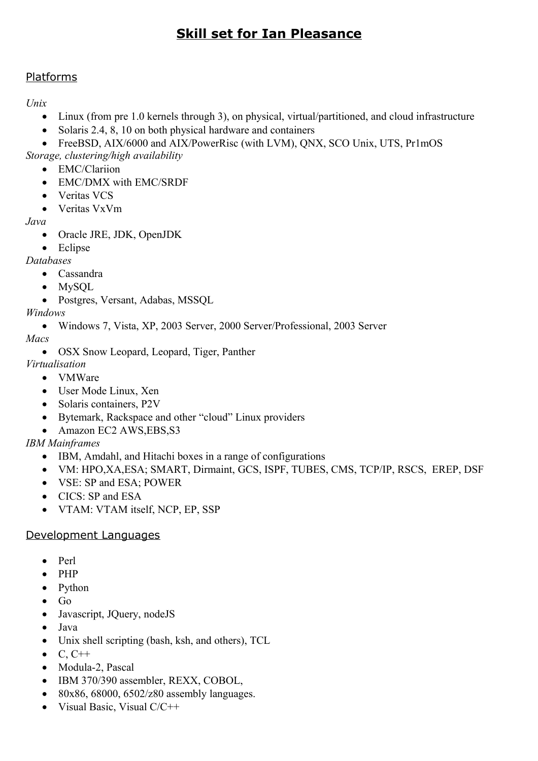# Skill set for Ian Pleasance

## Platforms

*Unix*

- Linux (from pre 1.0 kernels through 3), on physical, virtual/partitioned, and cloud infrastructure
- Solaris 2.4, 8, 10 on both physical hardware and containers
- FreeBSD, AIX/6000 and AIX/PowerRisc (with LVM), QNX, SCO Unix, UTS, Pr1mOS

*Storage, clustering/high availability*

- EMC/Clariion
- EMC/DMX with EMC/SRDF
- Veritas VCS
- Veritas VxVm

*Java*

- Oracle JRE, JDK, OpenJDK
- Eclipse

*Databases*

- Cassandra
- MySQL
- Postgres, Versant, Adabas, MSSQL

*Windows*

- Windows 7, Vista, XP, 2003 Server, 2000 Server/Professional, 2003 Server

*Macs*

- OSX Snow Leopard, Leopard, Tiger, Panther

*Virtualisation*

- VMWare
- User Mode Linux, Xen
- Solaris containers, P2V
- Bytemark, Rackspace and other “cloud” Linux providers
- Amazon EC2 AWS,EBS,S3

*IBM Mainframes*

- IBM, Amdahl, and Hitachi boxes in a range of configurations
- VM: HPO,XA,ESA; SMART, Dirmaint, GCS, ISPF, TUBES, CMS, TCP/IP, RSCS, EREP, DSF
- VSE: SP and ESA; POWER
- CICS: SP and ESA
- VTAM: VTAM itself, NCP, EP, SSP

## Development Languages

- Perl
- PHP
- Python
- Go
- Javascript, JQuery, nodeJS
- Java
- Unix shell scripting (bash, ksh, and others), TCL
- C, C++
- Modula-2, Pascal
- IBM 370/390 assembler, REXX, COBOL,
- 80x86, 68000, 6502/z80 assembly languages.
- Visual Basic, Visual C/C++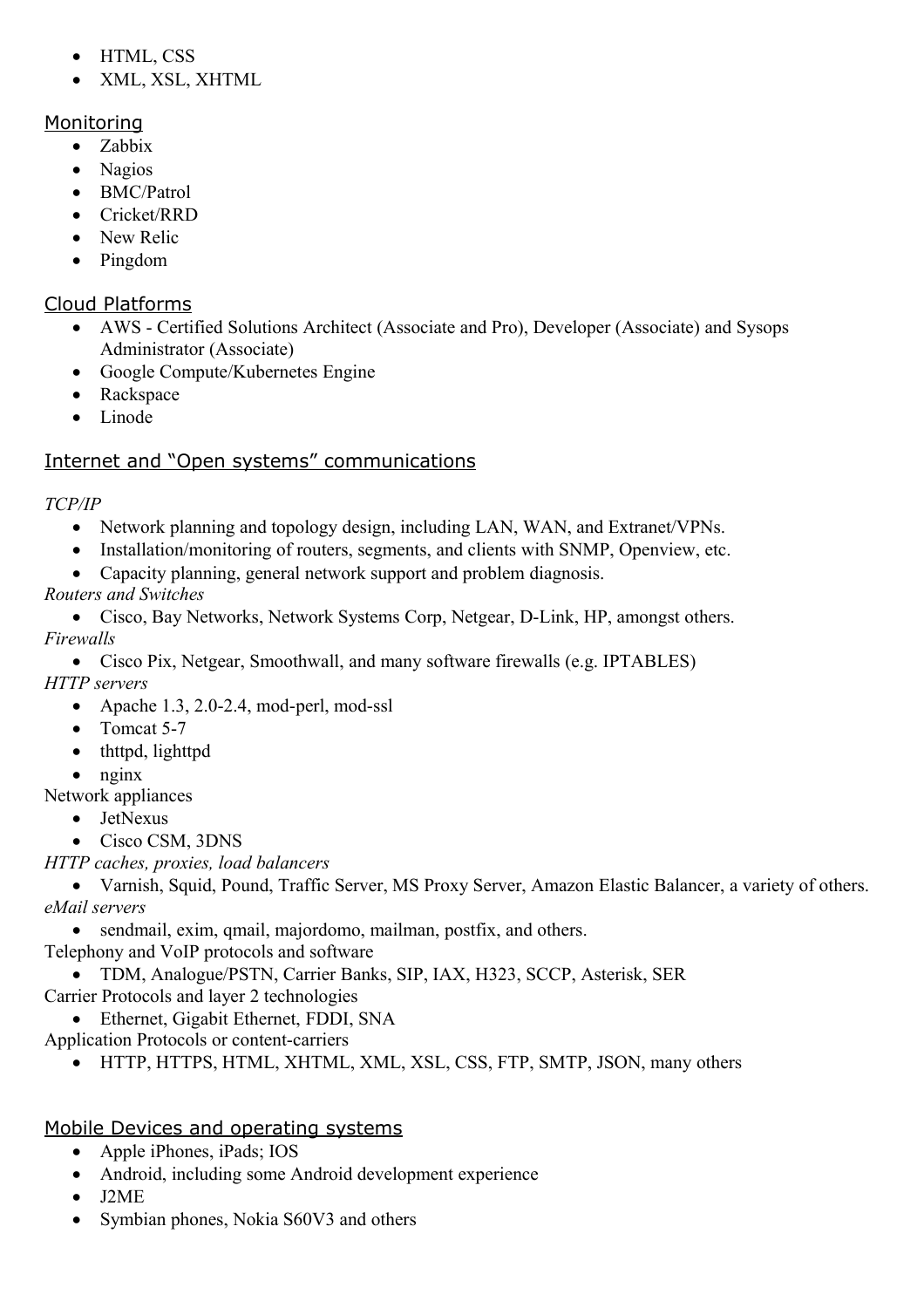- HTML, CSS
- XML, XSL, XHTML

## Monitoring

- Zabbix
- Nagios
- BMC/Patrol
- Cricket/RRD
- New Relic
- Pingdom

## Cloud Platforms

- AWS - Certified Solutions Architect (Associate and Pro), Developer (Associate) and Sysops Administrator (Associate)
- Google Compute/Kubernetes Engine
- Rackspace
- Linode

## Internet and "Open systems" communications

*TCP/IP*

- Network planning and topology design, including LAN, WAN, and Extranet/VPNs.
- Installation/monitoring of routers, segments, and clients with SNMP, Openview, etc.
- Capacity planning, general network support and problem diagnosis.

*Routers and Switches*

- Cisco, Bay Networks, Network Systems Corp, Netgear, D-Link, HP, amongst others.

*Firewalls*

- Cisco Pix, Netgear, Smoothwall, and many software firewalls (e.g. IPTABLES)

*HTTP servers*

- Apache 1.3, 2.0-2.4, mod-perl, mod-ssl
- Tomcat 5-7
- thttpd, lighttpd
- nginx

Network appliances

- JetNexus
- Cisco CSM, 3DNS

*HTTP caches, proxies, load balancers*

- Varnish, Squid, Pound, Traffic Server, MS Proxy Server, Amazon Elastic Balancer, a variety of others.

*eMail servers*

- sendmail, exim, qmail, majordomo, mailman, postfix, and others.

Telephony and VoIP protocols and software

- TDM, Analogue/PSTN, Carrier Banks, SIP, IAX, H323, SCCP, Asterisk, SER

Carrier Protocols and layer 2 technologies

- Ethernet, Gigabit Ethernet, FDDI, SNA

Application Protocols or content-carriers

- HTTP, HTTPS, HTML, XHTML, XML, XSL, CSS, FTP, SMTP, JSON, many others

## Mobile Devices and operating systems

- Apple iPhones, iPads; IOS
- Android, including some Android development experience
- J2ME
- Symbian phones, Nokia S60V3 and others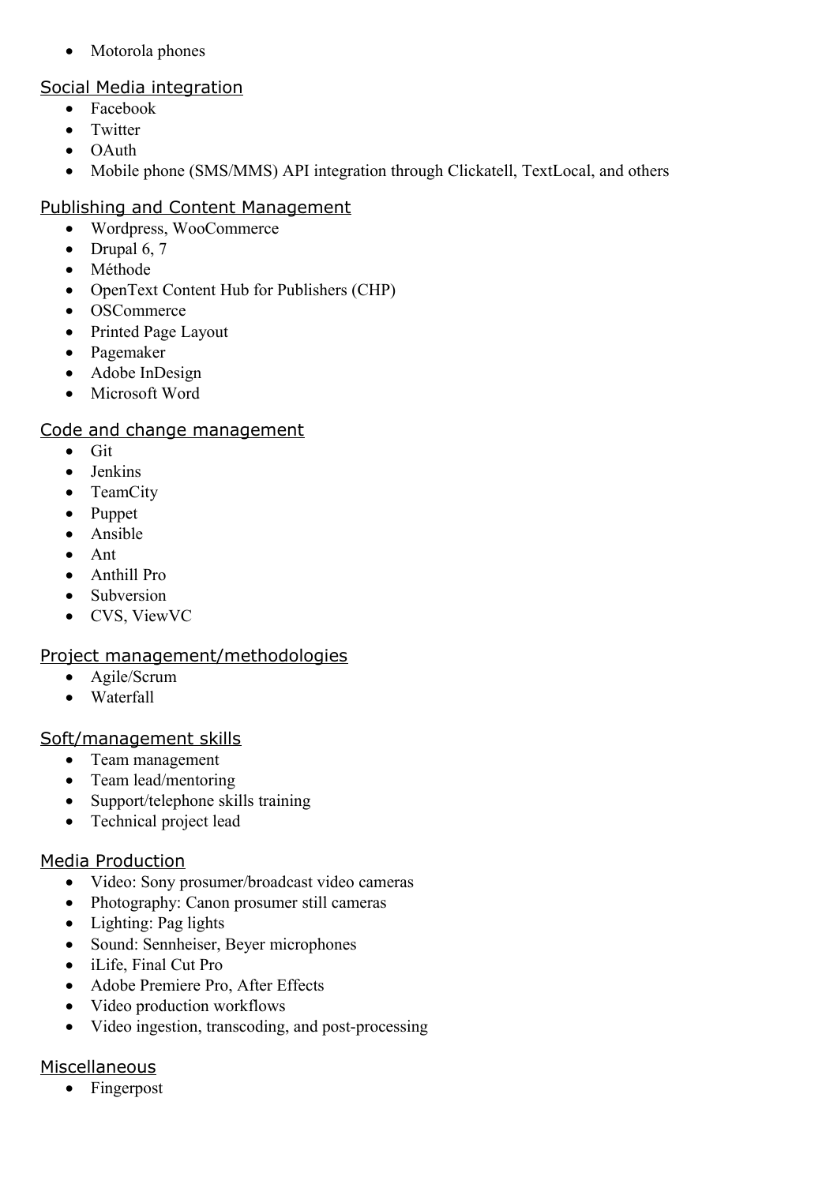- Motorola phones

## Social Media integration

- Facebook
- Twitter
- OAuth
- Mobile phone (SMS/MMS) API integration through Clickatell, TextLocal, and others

## Publishing and Content Management

- Wordpress, WooCommerce
- Drupal 6, 7
- Méthode
- OpenText Content Hub for Publishers (CHP)
- OSCommerce
- Printed Page Layout
- Pagemaker
- Adobe InDesign
- Microsoft Word

## Code and change management

- Git
- Jenkins
- TeamCity
- Puppet
- Ansible
- Ant
- Anthill Pro
- Subversion
- CVS, ViewVC

## Project management/methodologies

- Agile/Scrum
- Waterfall

## Soft/management skills

- Team management
- Team lead/mentoring
- Support/telephone skills training
- Technical project lead

## Media Production

- Video: Sony prosumer/broadcast video cameras
- Photography: Canon prosumer still cameras
- Lighting: Pag lights
- Sound: Sennheiser, Beyer microphones
- iLife, Final Cut Pro
- Adobe Premiere Pro, After Effects
- Video production workflows
- Video ingestion, transcoding, and post-processing

## Miscellaneous

- Fingerpost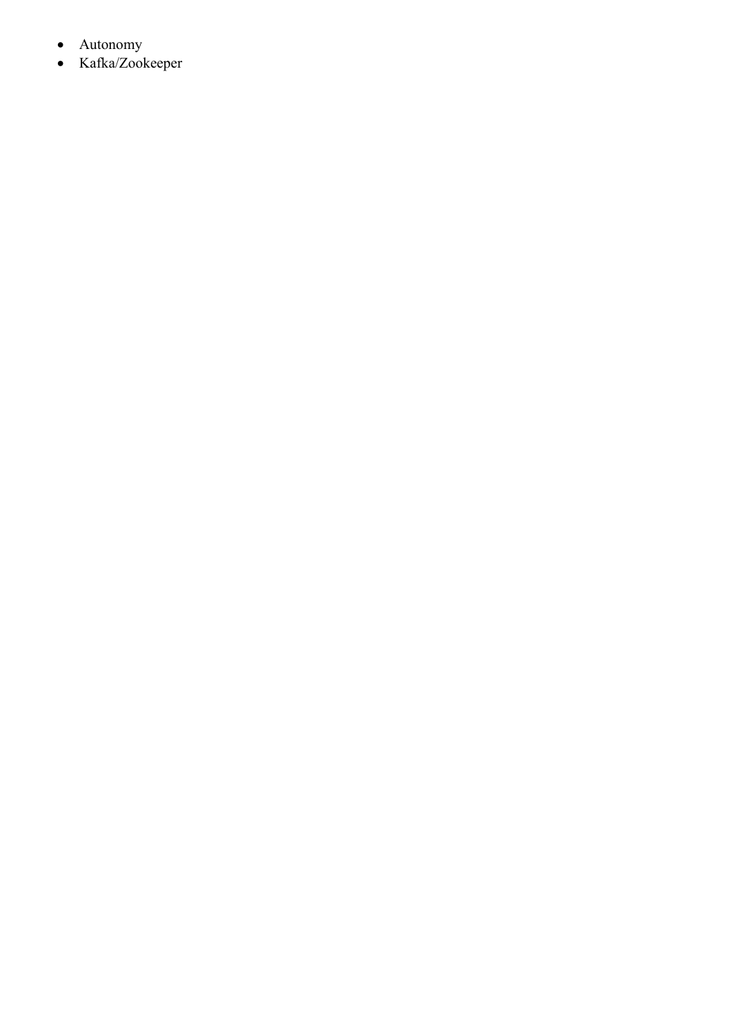- Autonomy
- Kafka/Zookeeper